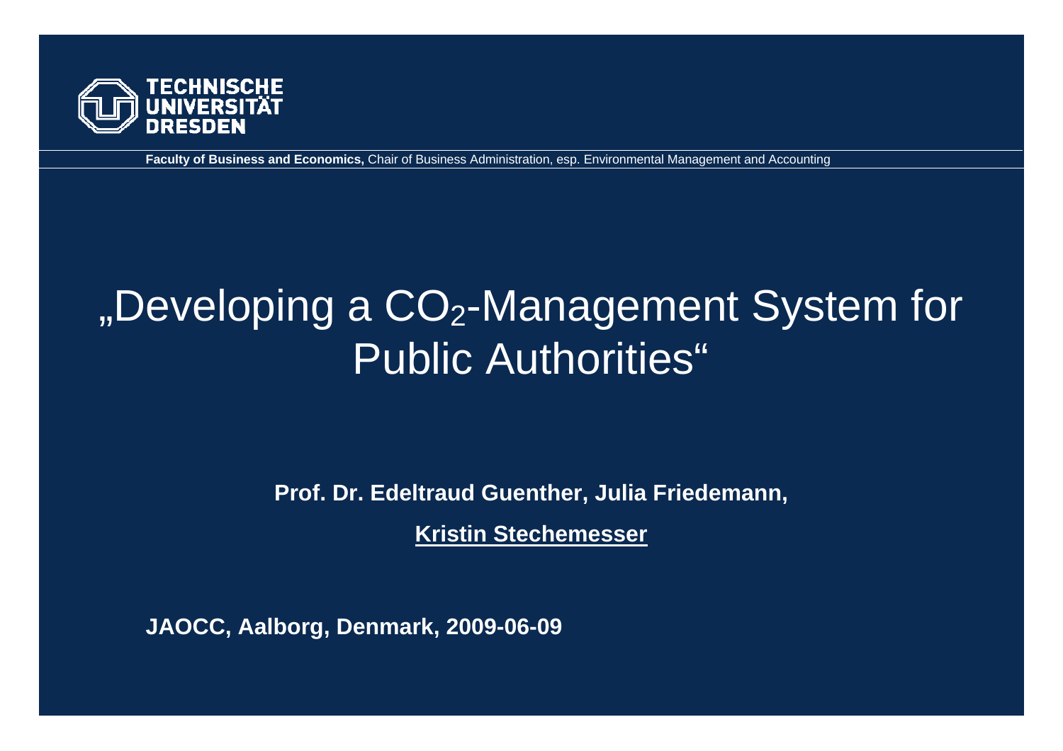TECHNISCHE UNIVERSITÄT DRESDEN

**Faculty of Business and Economics,** Chair of Business Administration, esp. Environmental Management and Accounting

# „Developing a $CO_2$-Management System for Public Authorities“

**Prof. Dr. Edeltraud Guenther, Julia Friedemann,**

**Kristin Stechemesser**

**JAOCC, Aalborg, Denmark, 2009-06-09**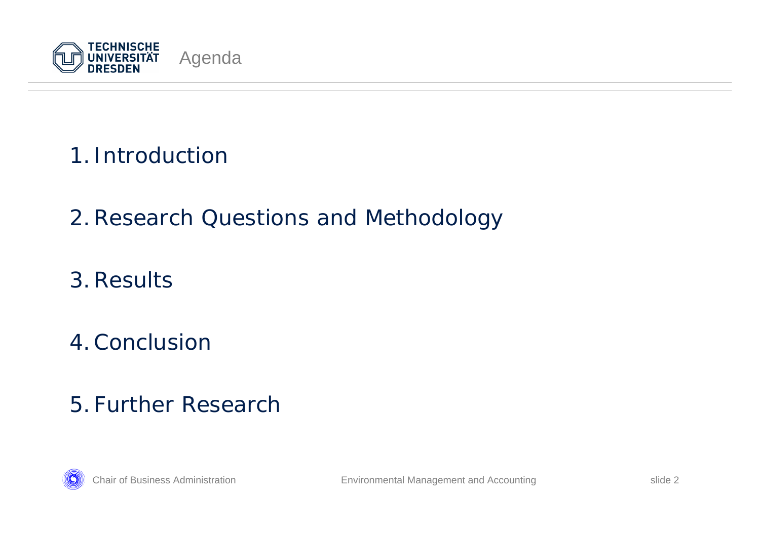# Agenda

1. Introduction
2. Research Questions and Methodology
3. Results
4. Conclusion
5. Further Research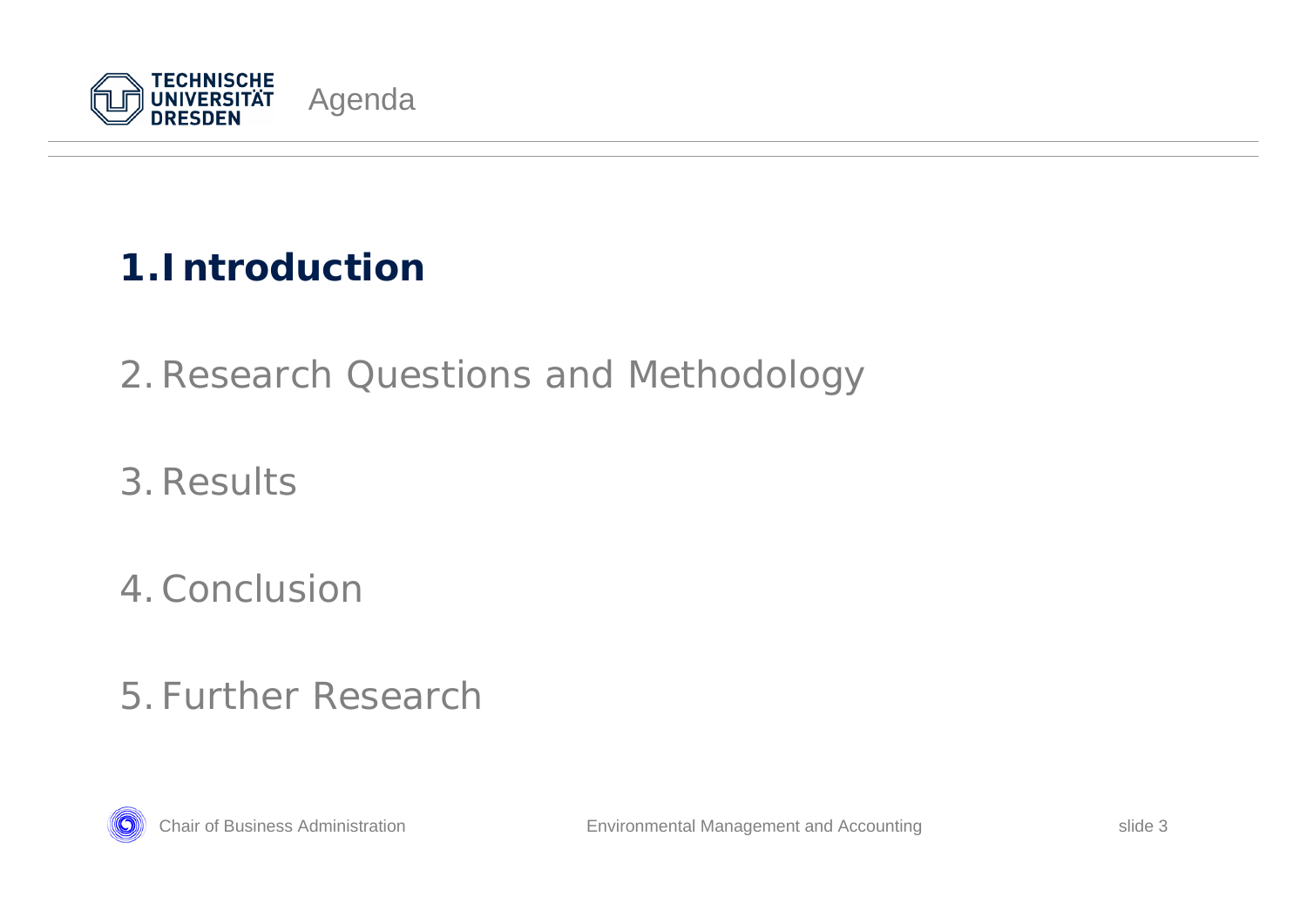# Agenda

1. **Introduction**
2. Research Questions and Methodology
3. Results
4. Conclusion
5. Further Research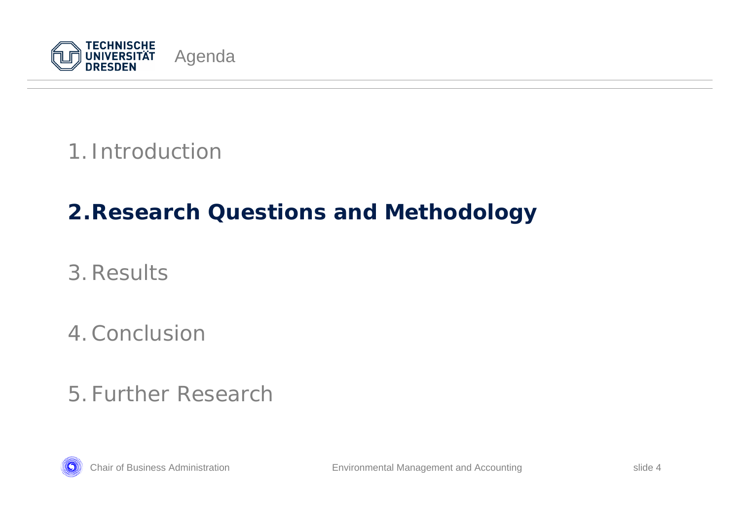# Agenda

1. Introduction

2. **Research Questions and Methodology**

3. Results

4. Conclusion

5. Further Research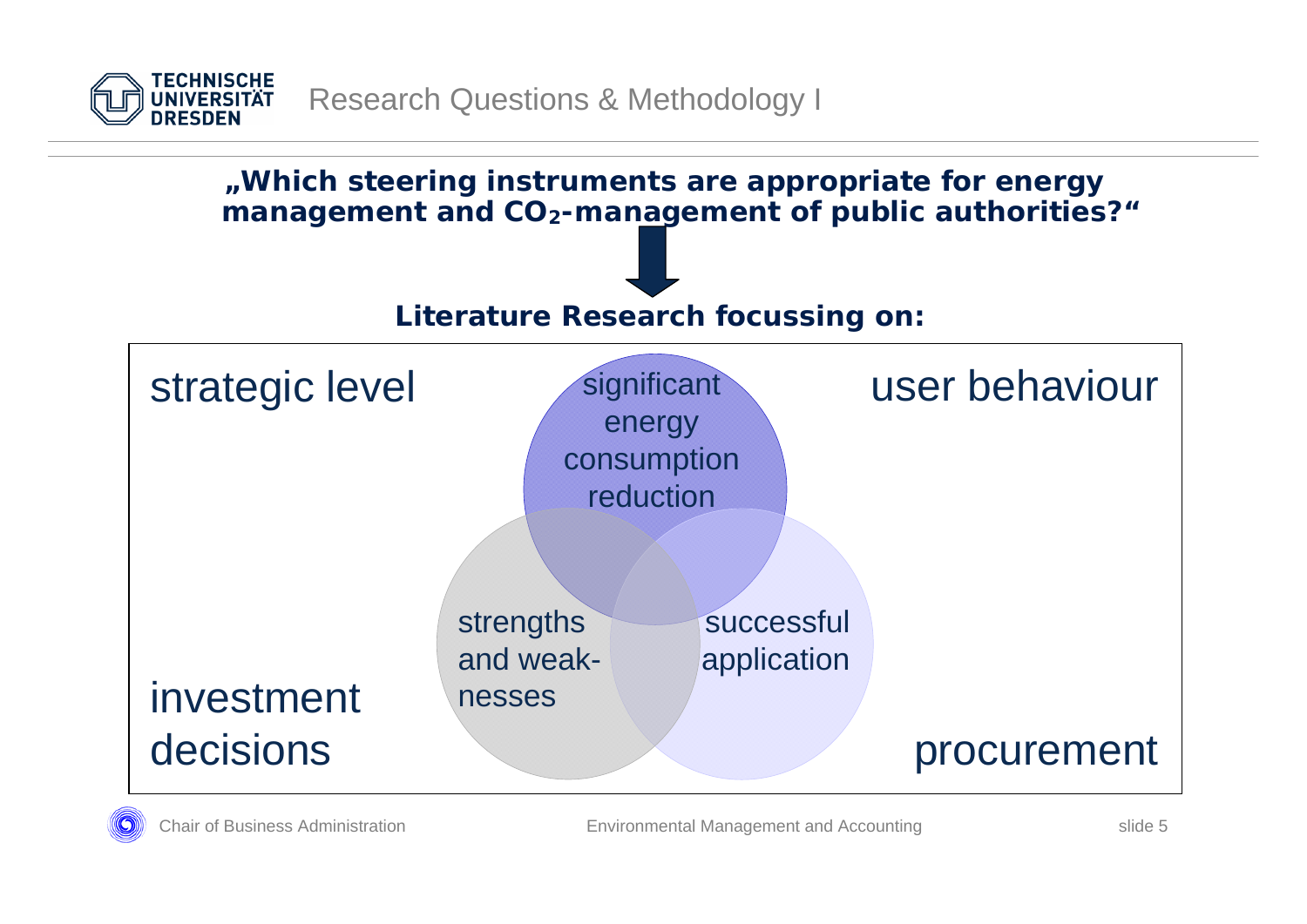# Research Questions & Methodology I

**„Which steering instruments are appropriate for energy management and $CO_2$-management of public authorities?“**

**Literature Research focussing on:**

- strategic level
- user behaviour
- investment decisions
- procurement

- significant energy consumption reduction
- strengths and weak-nesses
- successful application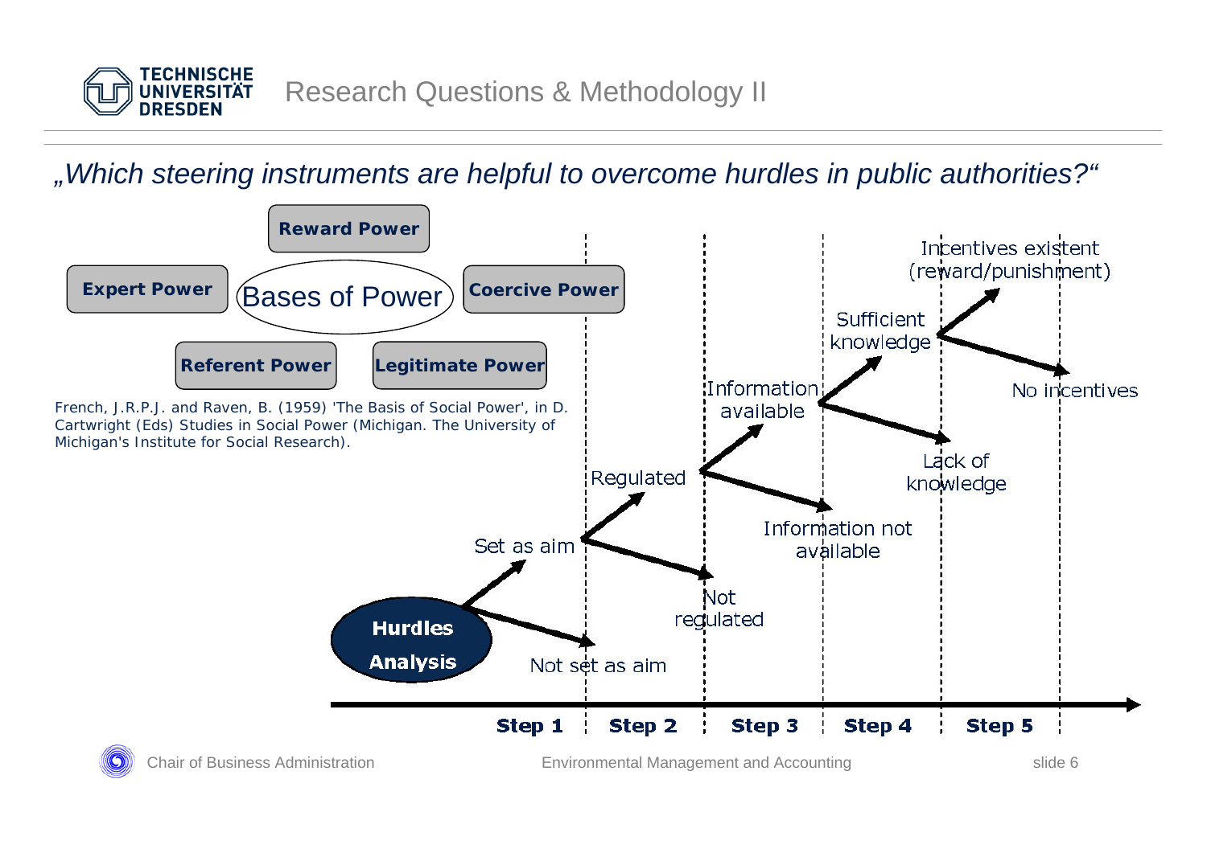# Research Questions & Methodology II

*„Which steering instruments are helpful to overcome hurdles in public authorities?“*

**Reward Power**

**Expert Power** — Bases of Power — **Coercive Power**

**Referent Power** **Legitimate Power**

French, J.R.P.J. and Raven, B. (1959) 'The Basis of Social Power', in D. Cartwright (Eds) Studies in Social Power (Michigan. The University of Michigan's Institute for Social Research).

**Hurdles Analysis**

- **Step 1**: Set as aim / Not set as aim
- **Step 2**: Regulated / Not regulated
- **Step 3**: Information available / Information not available
- **Step 4**: Sufficient knowledge / Lack of knowledge
- **Step 5**: Incentives existent (reward/punishment) / No incentives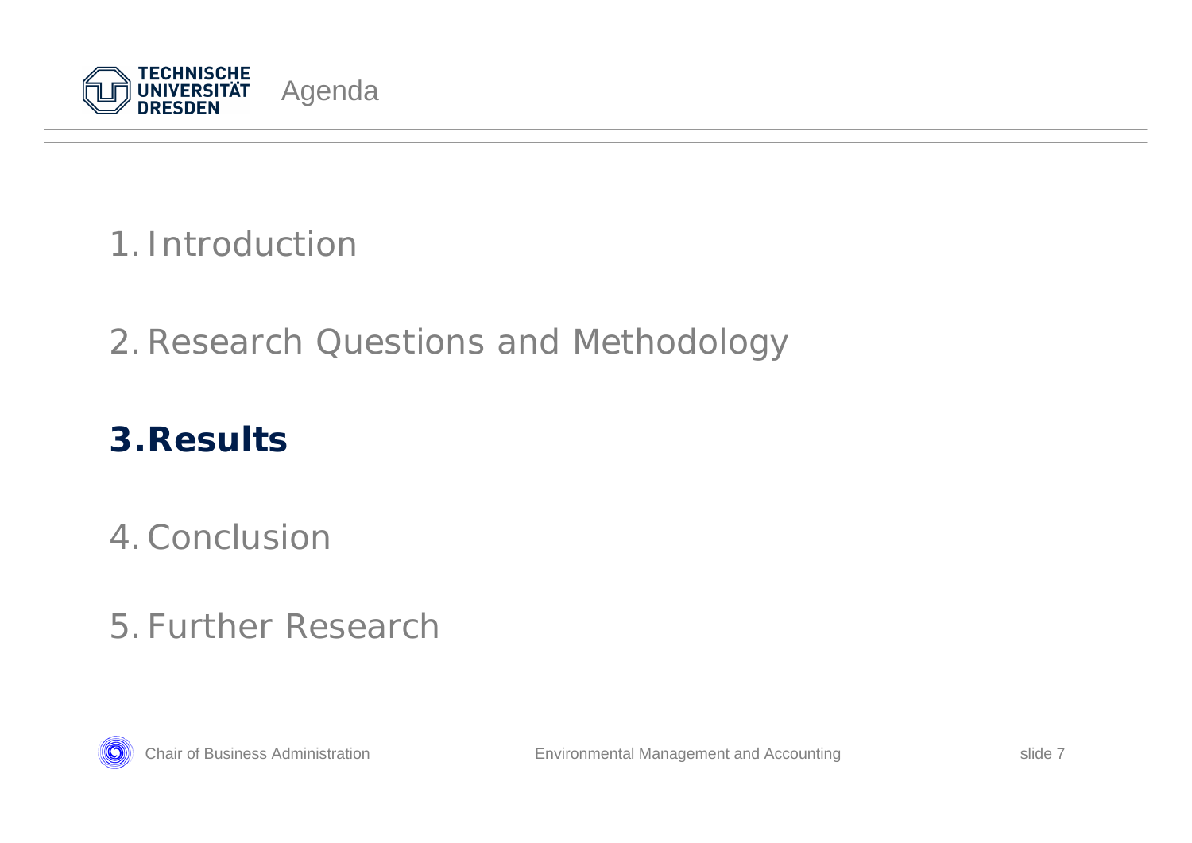# Agenda

1. Introduction
2. Research Questions and Methodology
3. **Results**
4. Conclusion
5. Further Research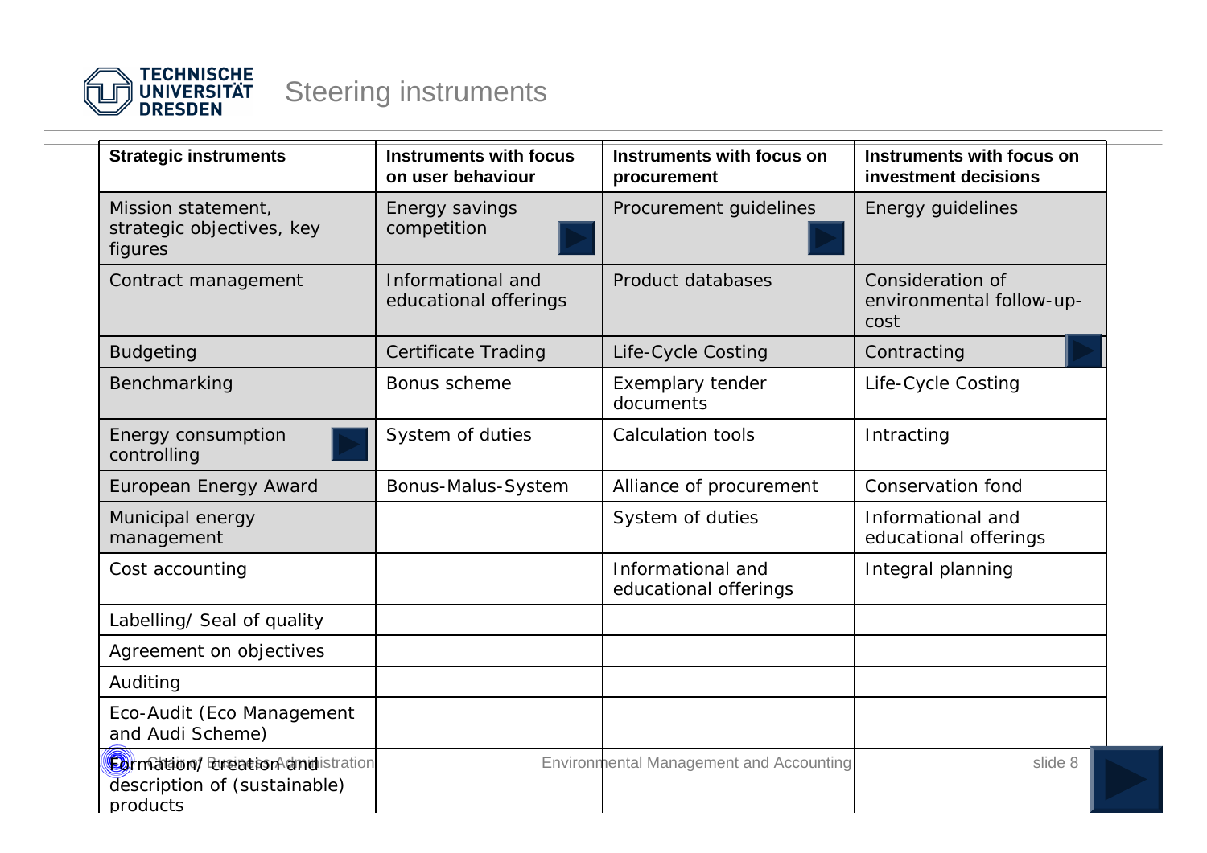# Steering instruments

| Strategic instruments | Instruments with focus on user behaviour | Instruments with focus on procurement | Instruments with focus on investment decisions |
|---|---|---|---|
| Mission statement, strategic objectives, key figures | Energy savings competition | Procurement guidelines | Energy guidelines |
| Contract management | Informational and educational offerings | Product databases | Consideration of environmental follow-up-cost |
| Budgeting | Certificate Trading | Life-Cycle Costing | Contracting |
| Benchmarking | Bonus scheme | Exemplary tender documents | Life-Cycle Costing |
| Energy consumption controlling | System of duties | Calculation tools | Intracting |
| European Energy Award | Bonus-Malus-System | Alliance of procurement | Conservation fond |
| Municipal energy management | | System of duties | Informational and educational offerings |
| Cost accounting | | Informational and educational offerings | Integral planning |
| Labelling/ Seal of quality | | | |
| Agreement on objectives | | | |
| Auditing | | | |
| Eco-Audit (Eco Management and Audi Scheme) | | | |
| Formation/ creation and description of (sustainable) products | | | |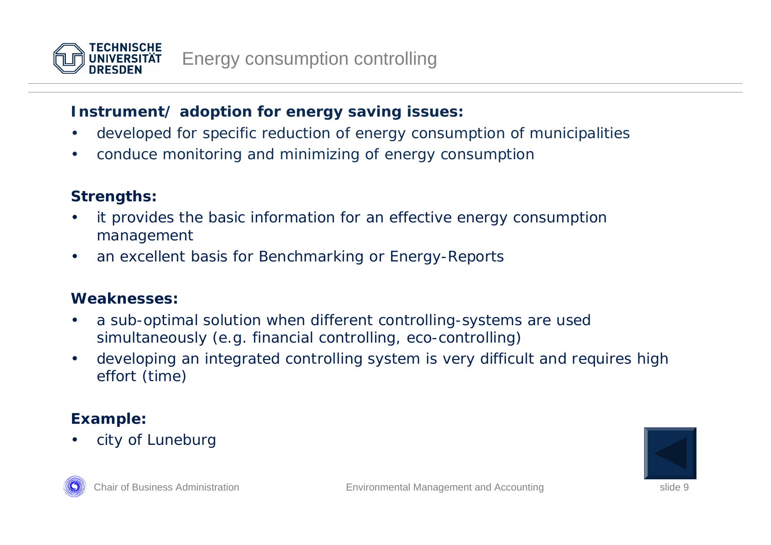# Energy consumption controlling

**Instrument/ adoption for energy saving issues:**

- developed for specific reduction of energy consumption of municipalities
- conduce monitoring and minimizing of energy consumption

**Strengths:**

- it provides the basic information for an effective energy consumption management
- an excellent basis for Benchmarking or Energy-Reports

**Weaknesses:**

- a sub-optimal solution when different controlling-systems are used simultaneously (e.g. financial controlling, eco-controlling)
- developing an integrated controlling system is very difficult and requires high effort (time)

**Example:**

- city of Luneburg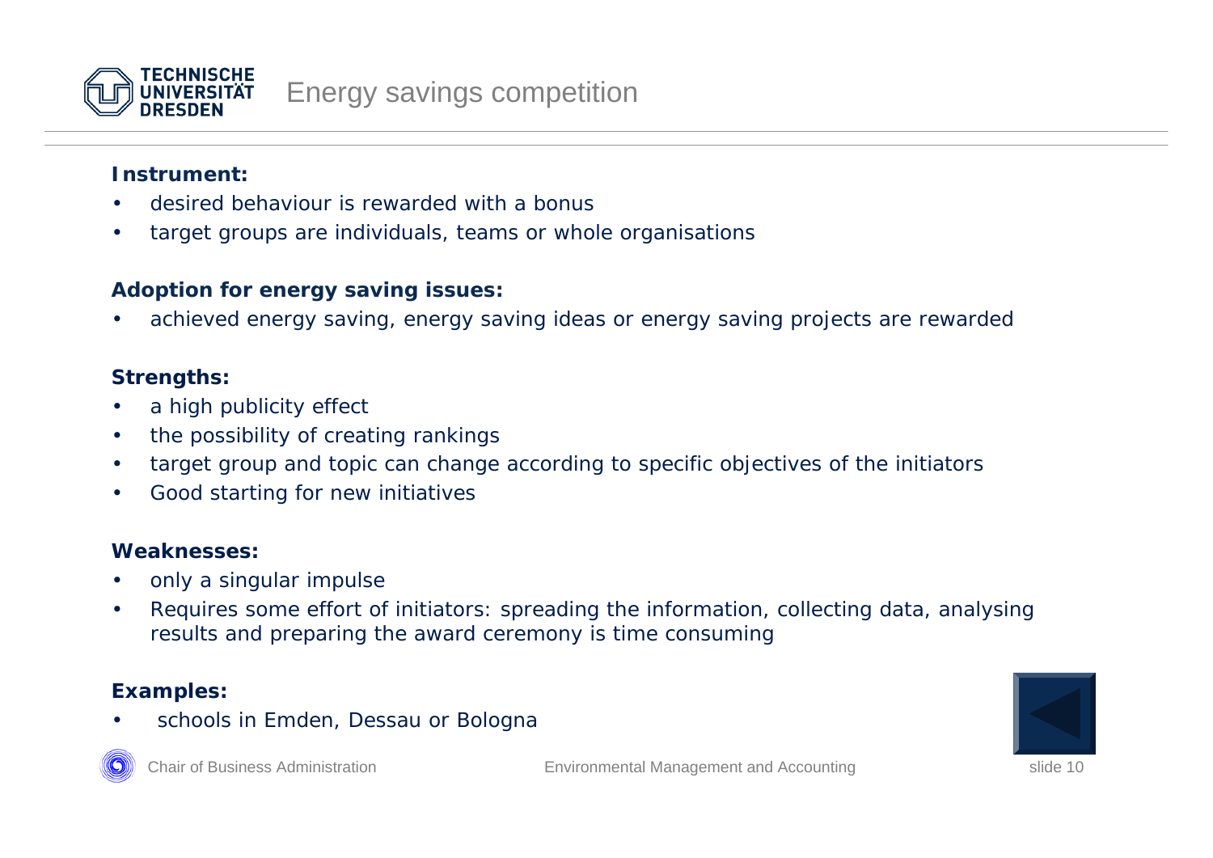# Energy savings competition

**Instrument:**

- desired behaviour is rewarded with a bonus
- target groups are individuals, teams or whole organisations

**Adoption for energy saving issues:**

- achieved energy saving, energy saving ideas or energy saving projects are rewarded

**Strengths:**

- a high publicity effect
- the possibility of creating rankings
- target group and topic can change according to specific objectives of the initiators
- Good starting for new initiatives

**Weaknesses:**

- only a singular impulse
- Requires some effort of initiators: spreading the information, collecting data, analysing results and preparing the award ceremony is time consuming

**Examples:**

- schools in Emden, Dessau or Bologna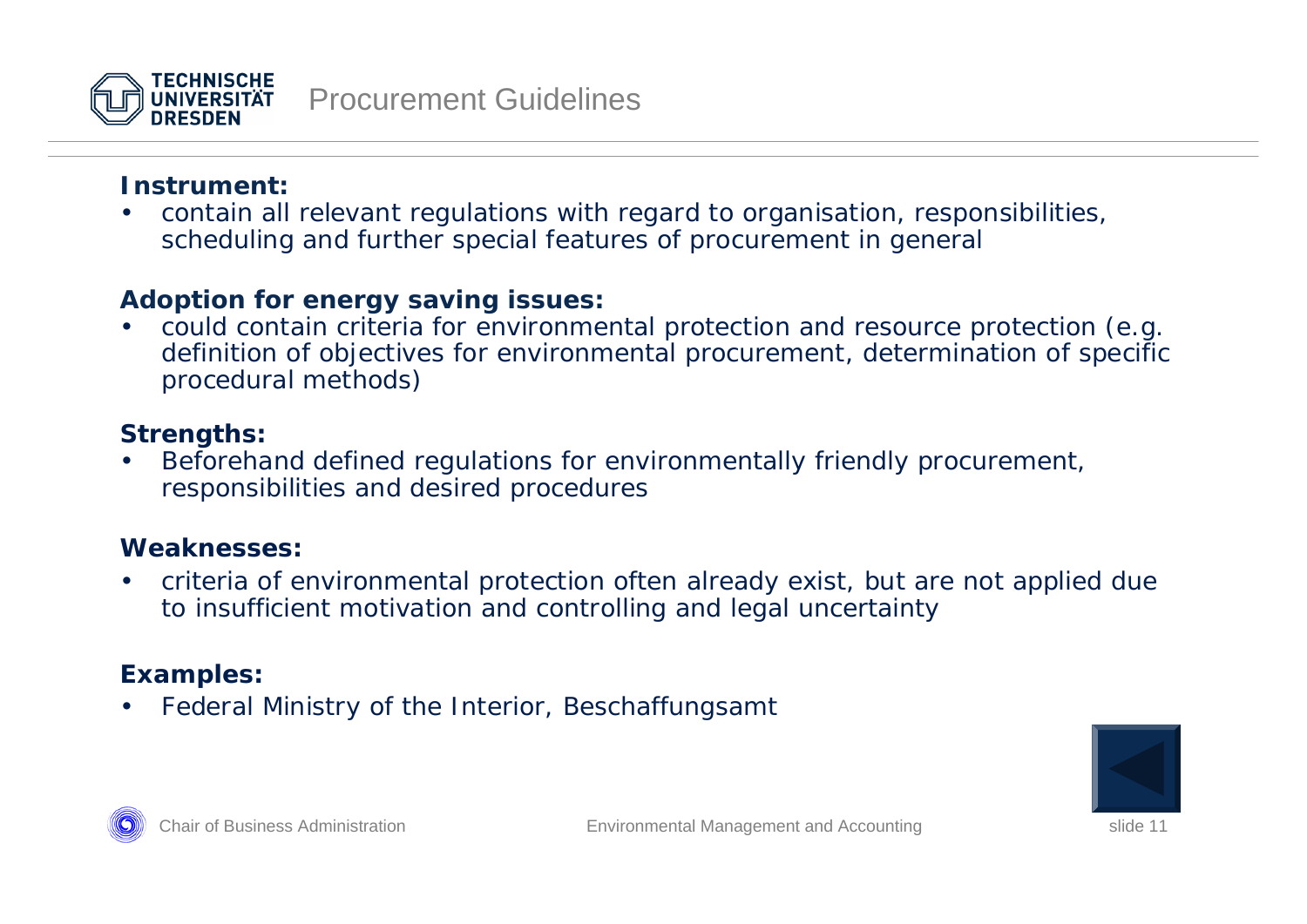# Procurement Guidelines

**Instrument:**

- contain all relevant regulations with regard to organisation, responsibilities, scheduling and further special features of procurement in general

**Adoption for energy saving issues:**

- could contain criteria for environmental protection and resource protection (e.g. definition of objectives for environmental procurement, determination of specific procedural methods)

**Strengths:**

- Beforehand defined regulations for environmentally friendly procurement, responsibilities and desired procedures

**Weaknesses:**

- criteria of environmental protection often already exist, but are not applied due to insufficient motivation and controlling and legal uncertainty

**Examples:**

- Federal Ministry of the Interior, Beschaffungsamt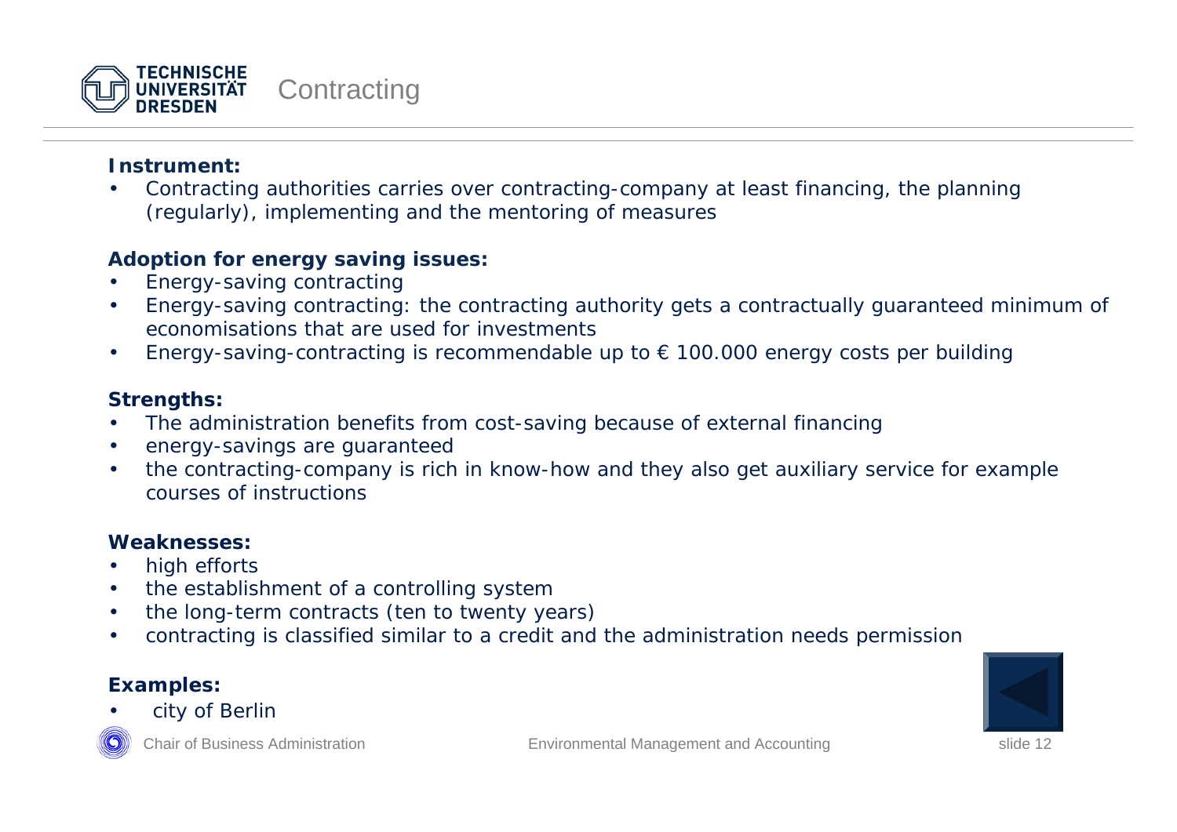# Contracting

**Instrument:**

- Contracting authorities carries over contracting-company at least financing, the planning (regularly), implementing and the mentoring of measures

**Adoption for energy saving issues:**

- Energy-saving contracting
- Energy-saving contracting: the contracting authority gets a contractually guaranteed minimum of economisations that are used for investments
- Energy-saving-contracting is recommendable up to € 100.000 energy costs per building

**Strengths:**

- The administration benefits from cost-saving because of external financing
- energy-savings are guaranteed
- the contracting-company is rich in know-how and they also get auxiliary service for example courses of instructions

**Weaknesses:**

- high efforts
- the establishment of a controlling system
- the long-term contracts (ten to twenty years)
- contracting is classified similar to a credit and the administration needs permission

**Examples:**

- city of Berlin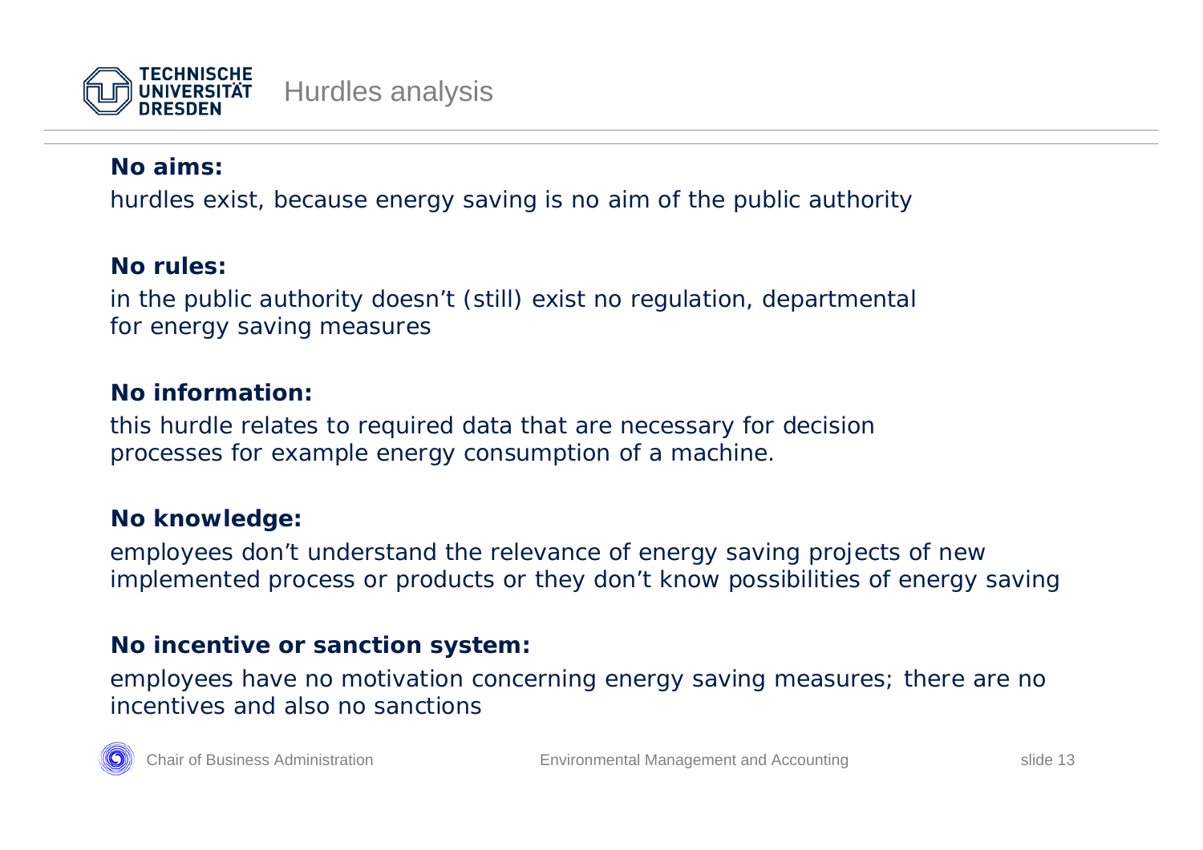# Hurdles analysis

**No aims:**

hurdles exist, because energy saving is no aim of the public authority

**No rules:**

in the public authority doesn't (still) exist no regulation, departmental for energy saving measures

**No information:**

this hurdle relates to required data that are necessary for decision processes for example energy consumption of a machine.

**No knowledge:**

employees don't understand the relevance of energy saving projects of new implemented process or products or they don't know possibilities of energy saving

**No incentive or sanction system:**

employees have no motivation concerning energy saving measures; there are no incentives and also no sanctions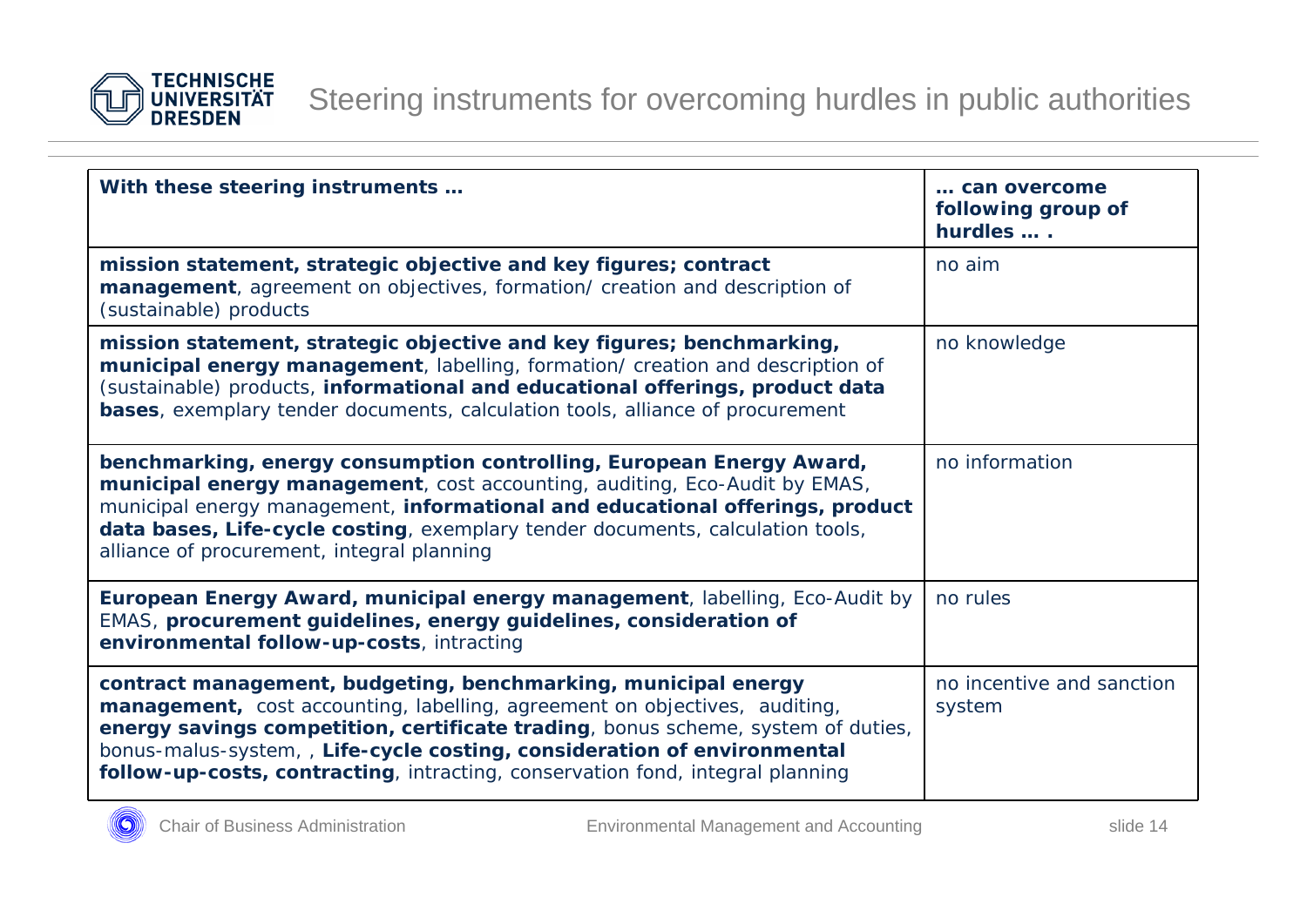# Steering instruments for overcoming hurdles in public authorities

| **With these steering instruments …** | **… can overcome following group of hurdles … .** |
| --- | --- |
| **mission statement, strategic objective and key figures; contract management**, agreement on objectives, formation/ creation and description of (sustainable) products | no aim |
| **mission statement, strategic objective and key figures; benchmarking, municipal energy management**, labelling, formation/ creation and description of (sustainable) products, **informational and educational offerings, product data bases**, exemplary tender documents, calculation tools, alliance of procurement | no knowledge |
| **benchmarking, energy consumption controlling, European Energy Award, municipal energy management**, cost accounting, auditing, Eco-Audit by EMAS, municipal energy management, **informational and educational offerings, product data bases, Life-cycle costing**, exemplary tender documents, calculation tools, alliance of procurement, integral planning | no information |
| **European Energy Award, municipal energy management**, labelling, Eco-Audit by EMAS, **procurement guidelines, energy guidelines, consideration of environmental follow-up-costs**, intracting | no rules |
| **contract management, budgeting, benchmarking, municipal energy management,** cost accounting, labelling, agreement on objectives, auditing, **energy savings competition, certificate trading**, bonus scheme, system of duties, bonus-malus-system, , **Life-cycle costing, consideration of environmental follow-up-costs, contracting**, intracting, conservation fond, integral planning | no incentive and sanction system |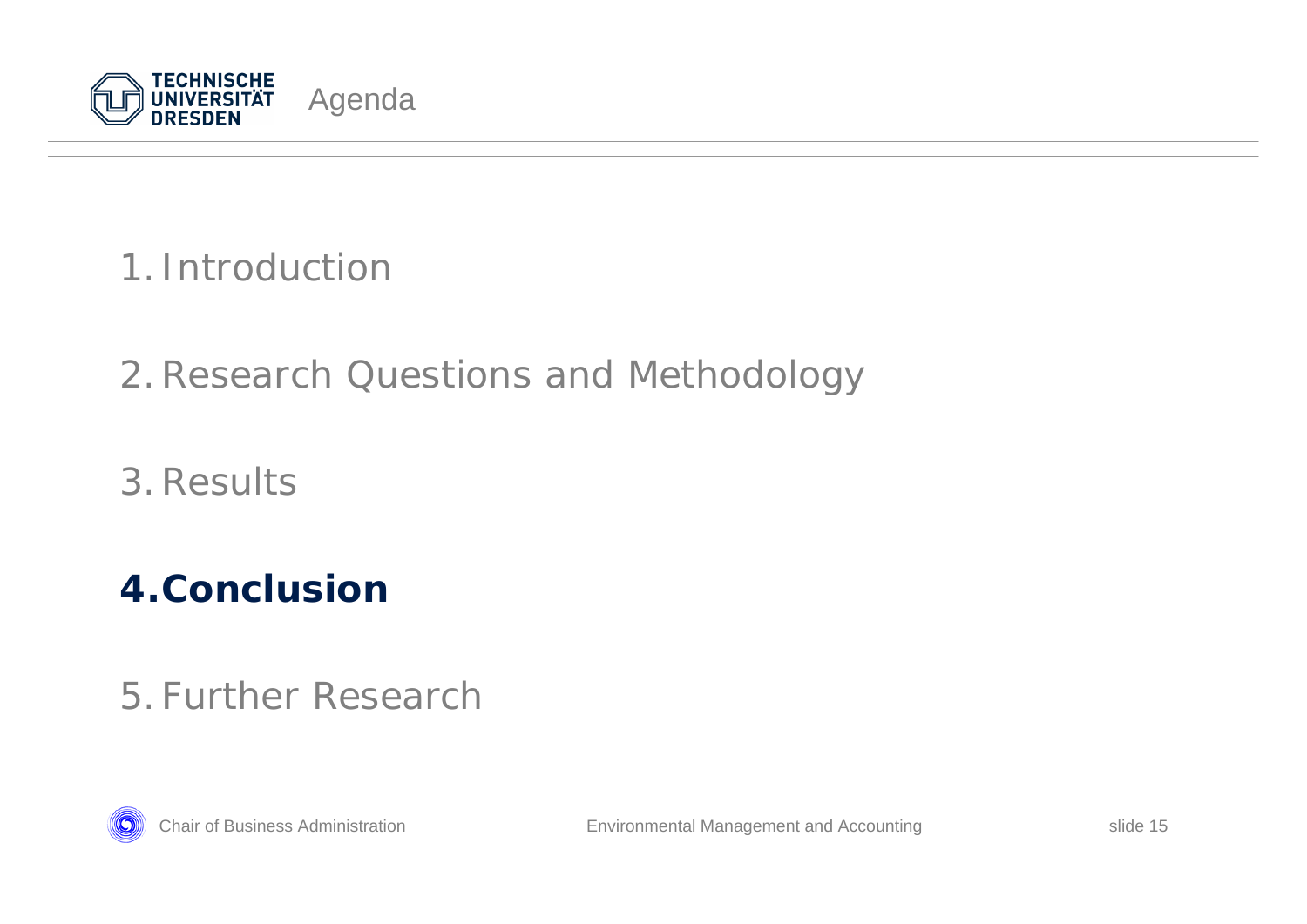# Agenda

1. Introduction
2. Research Questions and Methodology
3. Results
4. **Conclusion**
5. Further Research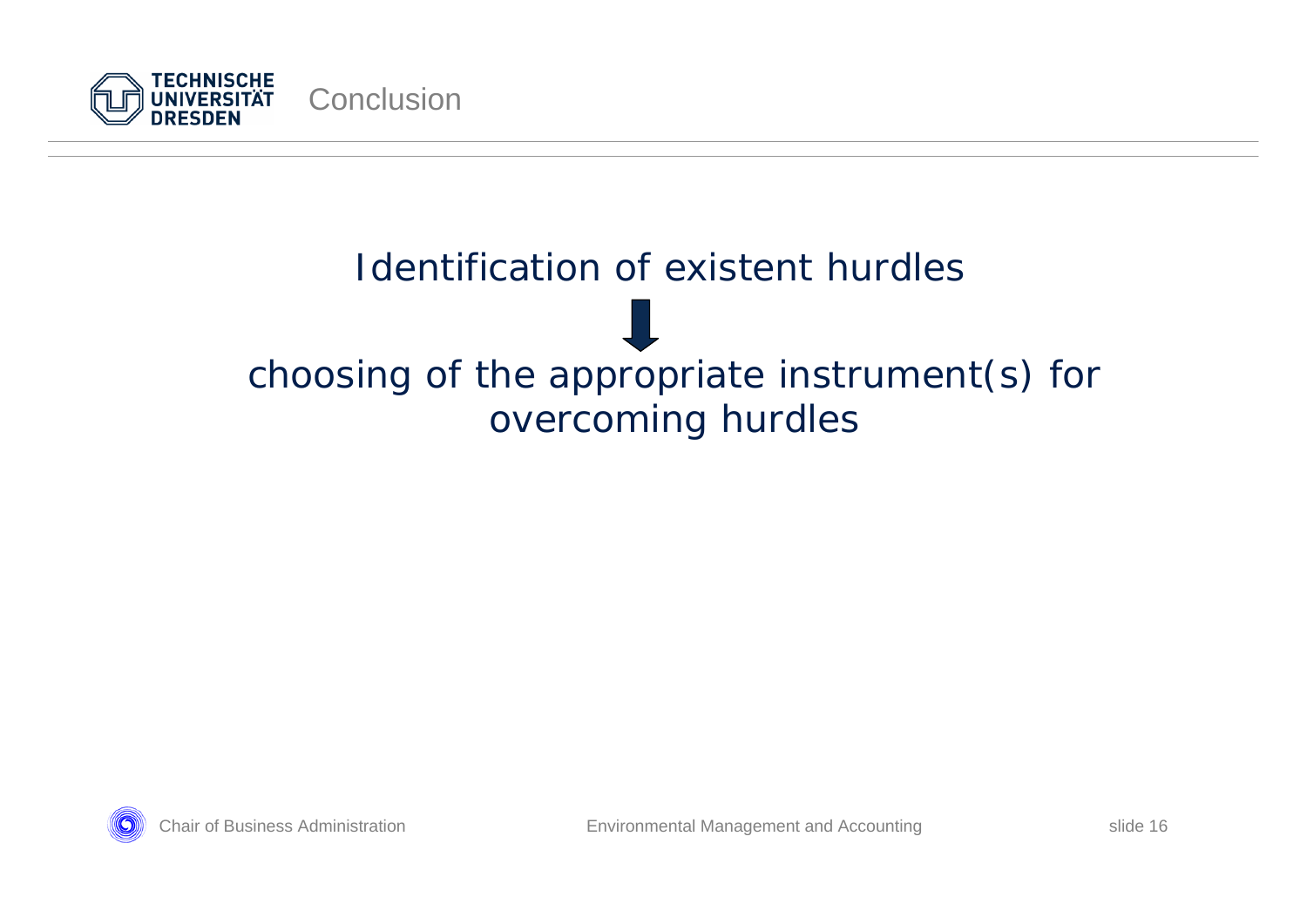# Conclusion

Identification of existent hurdles

↓

choosing of the appropriate instrument(s) for overcoming hurdles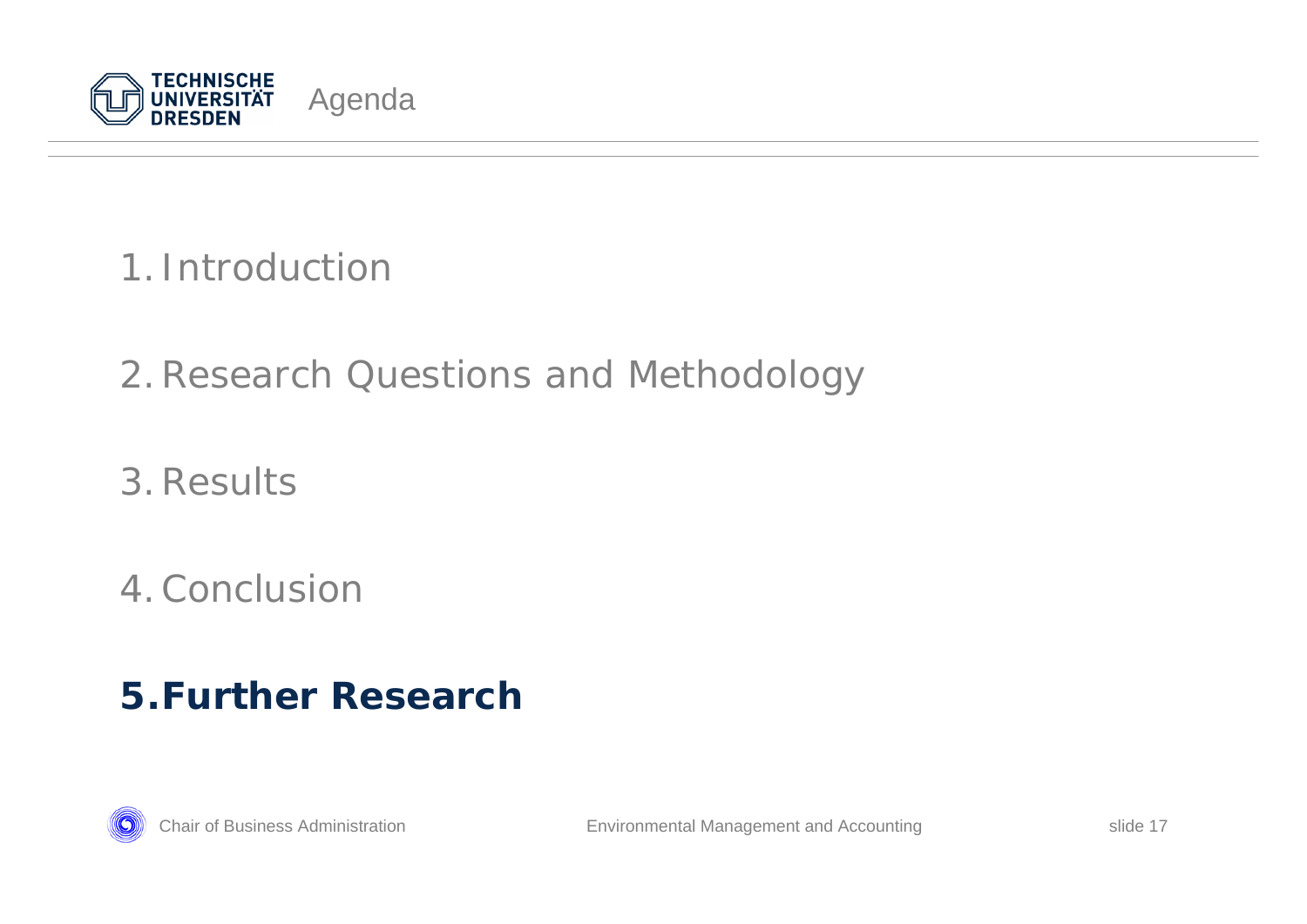# Agenda

1. Introduction

2. Research Questions and Methodology

3. Results

4. Conclusion

5. **Further Research**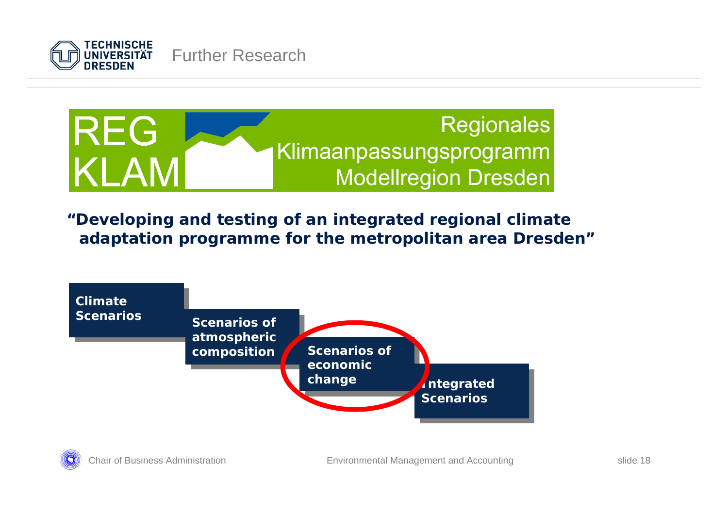# Further Research

REG KLAM

Regionales Klimaanpassungsprogramm Modellregion Dresden

**"Developing and testing of an integrated regional climate adaptation programme for the metropolitan area Dresden"**

- **Climate Scenarios**
- **Scenarios of atmospheric composition**
- **Scenarios of economic change**
- **Integrated Scenarios**

Chair of Business Administration — Environmental Management and Accounting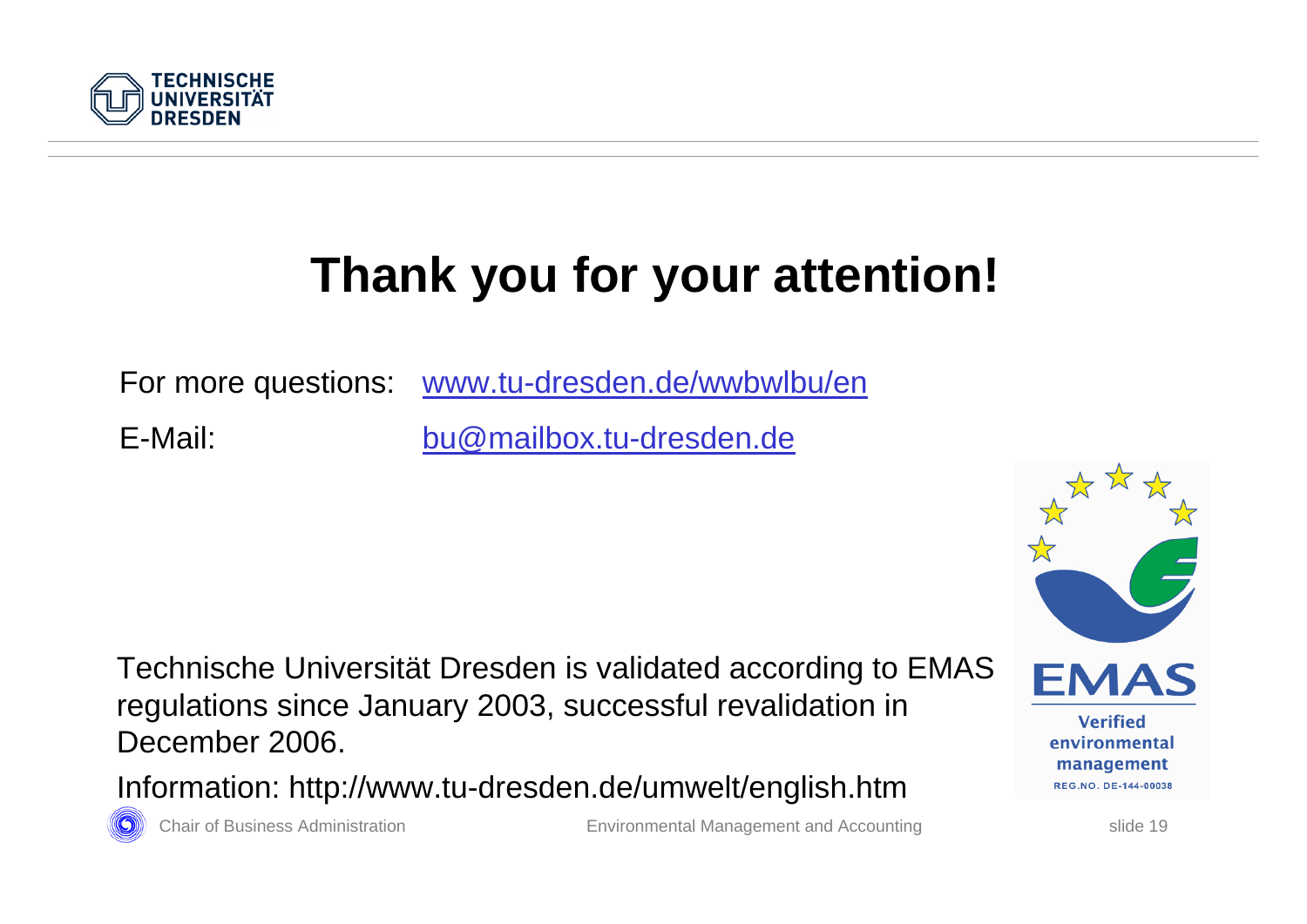# Thank you for your attention!

For more questions: [www.tu-dresden.de/wwbwlbu/en](http://www.tu-dresden.de/wwbwlbu/en)

E-Mail: [bu@mailbox.tu-dresden.de](mailto:bu@mailbox.tu-dresden.de)

Technische Universität Dresden is validated according to EMAS regulations since January 2003, successful revalidation in December 2006.

Information: http://www.tu-dresden.de/umwelt/english.htm

EMAS
Verified environmental management
REG.NO. DE-144-00038